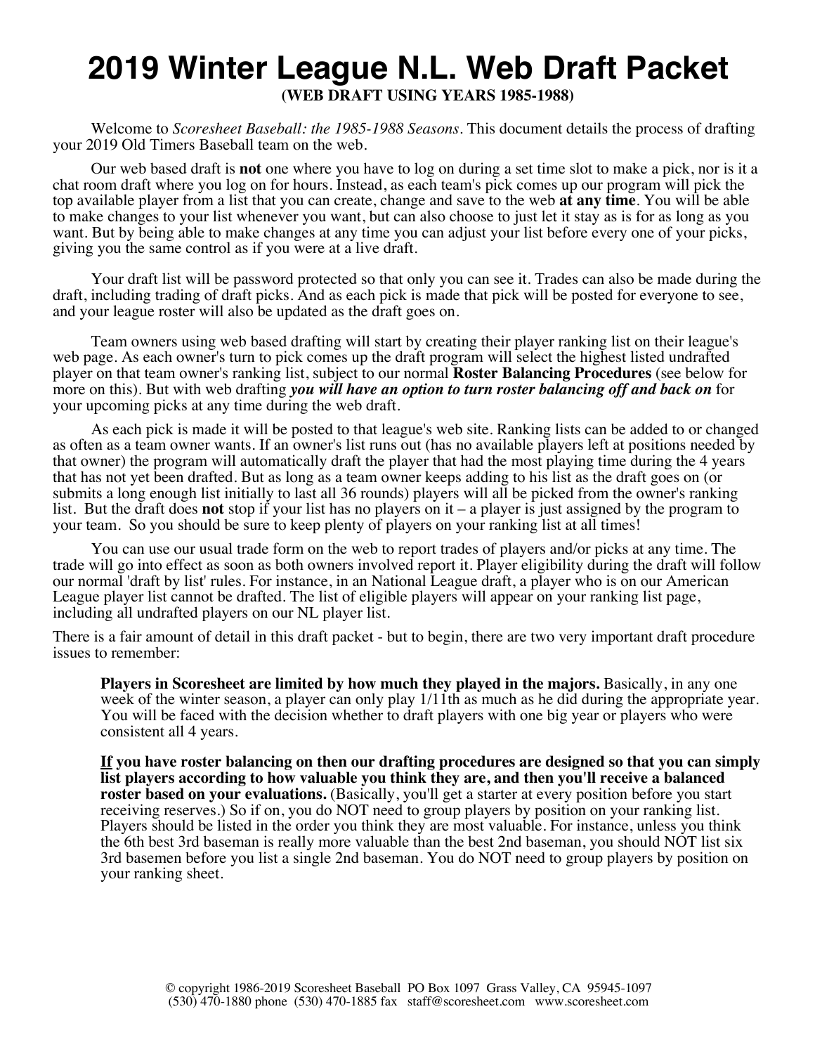# 2019 Winter League N.L. Web Draft Packet

**(WEB DRAFT USING YEARS 1985-1988)**

Welcome to *Scoresheet Baseball: the 1985-1988 Seasons*. This document details the process of drafting your 2019 Old Timers Baseball team on the web.

Our web based draft is **not** one where you have to log on during a set time slot to make a pick, nor is it a chat room draft where you log on for hours. Instead, as each team's pick comes up our program will pick the top available player from a list that you can create, change and save to the web **at any time**. You will be able to make changes to your list whenever you want, but can also choose to just let it stay as is for as long as you want. But by being able to make changes at any time you can adjust your list before every one of your picks, giving you the same control as if you were at a live draft.

Your draft list will be password protected so that only you can see it. Trades can also be made during the draft, including trading of draft picks. And as each pick is made that pick will be posted for everyone to see, and your league roster will also be updated as the draft goes on.

Team owners using web based drafting will start by creating their player ranking list on their league's web page. As each owner's turn to pick comes up the draft program will select the highest listed undrafted player on that team owner's ranking list, subject to our normal **Roster Balancing Procedures** (see below for more on this). But with web drafting ***you will have an option to turn roster balancing off and back on*** for your upcoming picks at any time during the web draft.

As each pick is made it will be posted to that league's web site. Ranking lists can be added to or changed as often as a team owner wants. If an owner's list runs out (has no available players left at positions needed by that owner) the program will automatically draft the player that had the most playing time during the 4 years that has not yet been drafted. But as long as a team owner keeps adding to his list as the draft goes on (or submits a long enough list initially to last all 36 rounds) players will all be picked from the owner's ranking list. But the draft does **not** stop if your list has no players on it – a player is just assigned by the program to your team. So you should be sure to keep plenty of players on your ranking list at all times!

You can use our usual trade form on the web to report trades of players and/or picks at any time. The trade will go into effect as soon as both owners involved report it. Player eligibility during the draft will follow our normal 'draft by list' rules. For instance, in an National League draft, a player who is on our American League player list cannot be drafted. The list of eligible players will appear on your ranking list page, including all undrafted players on our NL player list.

There is a fair amount of detail in this draft packet - but to begin, there are two very important draft procedure issues to remember:

> **Players in Scoresheet are limited by how much they played in the majors.** Basically, in any one week of the winter season, a player can only play 1/11th as much as he did during the appropriate year. You will be faced with the decision whether to draft players with one big year or players who were consistent all 4 years.
>
> **If you have roster balancing on then our drafting procedures are designed so that you can simply list players according to how valuable you think they are, and then you'll receive a balanced roster based on your evaluations.** (Basically, you'll get a starter at every position before you start receiving reserves.) So if on, you do NOT need to group players by position on your ranking list. Players should be listed in the order you think they are most valuable. For instance, unless you think the 6th best 3rd baseman is really more valuable than the best 2nd baseman, you should NOT list six 3rd basemen before you list a single 2nd baseman. You do NOT need to group players by position on your ranking sheet.

© copyright 1986-2019 Scoresheet Baseball PO Box 1097 Grass Valley, CA 95945-1097
(530) 470-1880 phone (530) 470-1885 fax staff@scoresheet.com www.scoresheet.com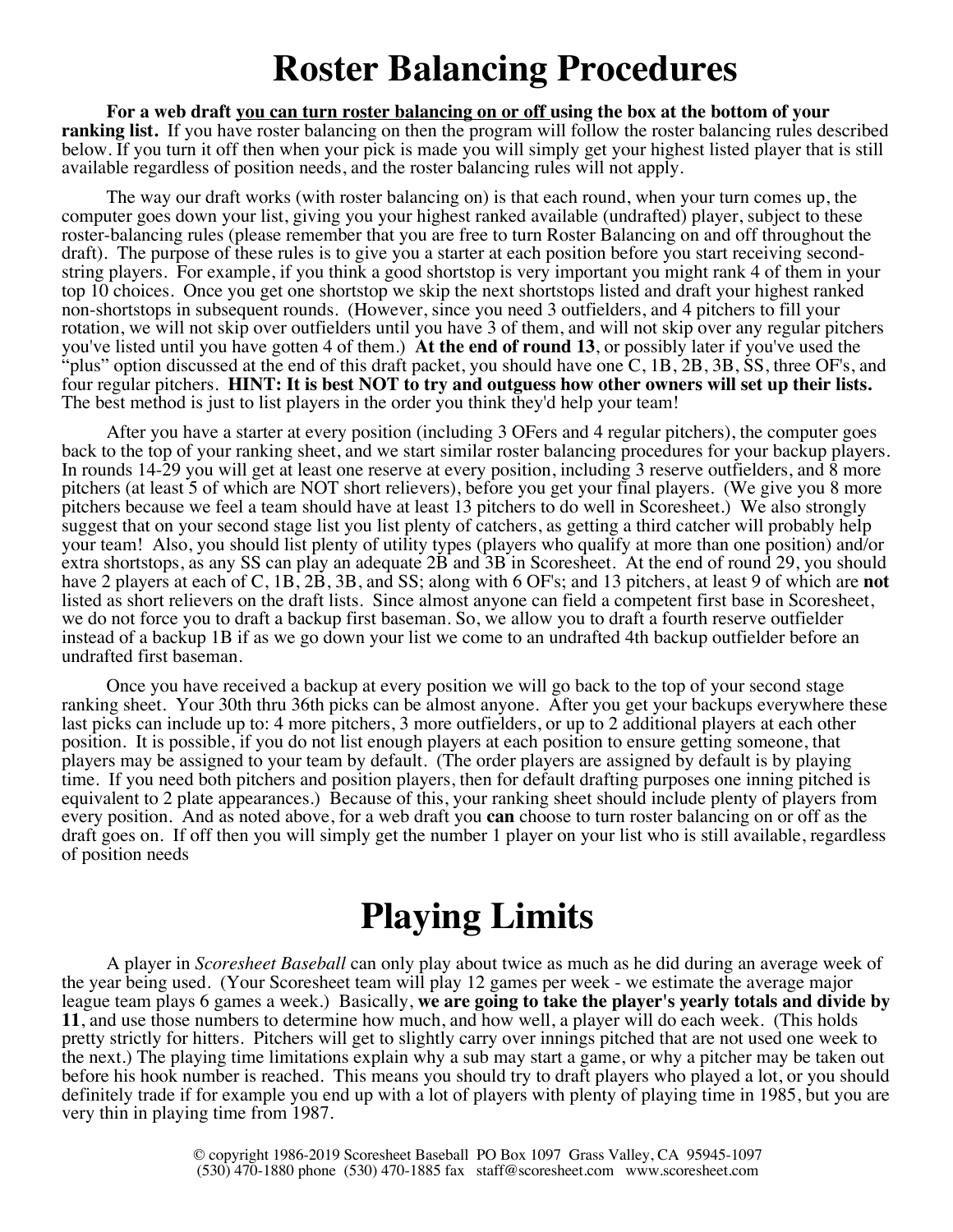# Roster Balancing Procedures

**For a web draft <u>you can turn roster balancing on or off</u> using the box at the bottom of your ranking list.** If you have roster balancing on then the program will follow the roster balancing rules described below. If you turn it off then when your pick is made you will simply get your highest listed player that is still available regardless of position needs, and the roster balancing rules will not apply.

The way our draft works (with roster balancing on) is that each round, when your turn comes up, the computer goes down your list, giving you your highest ranked available (undrafted) player, subject to these roster-balancing rules (please remember that you are free to turn Roster Balancing on and off throughout the draft). The purpose of these rules is to give you a starter at each position before you start receiving second-string players. For example, if you think a good shortstop is very important you might rank 4 of them in your top 10 choices. Once you get one shortstop we skip the next shortstops listed and draft your highest ranked non-shortstops in subsequent rounds. (However, since you need 3 outfielders, and 4 pitchers to fill your rotation, we will not skip over outfielders until you have 3 of them, and will not skip over any regular pitchers you've listed until you have gotten 4 of them.) **At the end of round 13**, or possibly later if you've used the "plus" option discussed at the end of this draft packet, you should have one C, 1B, 2B, 3B, SS, three OF's, and four regular pitchers. **HINT: It is best NOT to try and outguess how other owners will set up their lists.** The best method is just to list players in the order you think they'd help your team!

After you have a starter at every position (including 3 OFers and 4 regular pitchers), the computer goes back to the top of your ranking sheet, and we start similar roster balancing procedures for your backup players. In rounds 14-29 you will get at least one reserve at every position, including 3 reserve outfielders, and 8 more pitchers (at least 5 of which are NOT short relievers), before you get your final players. (We give you 8 more pitchers because we feel a team should have at least 13 pitchers to do well in Scoresheet.) We also strongly suggest that on your second stage list you list plenty of catchers, as getting a third catcher will probably help your team! Also, you should list plenty of utility types (players who qualify at more than one position) and/or extra shortstops, as any SS can play an adequate 2B and 3B in Scoresheet. At the end of round 29, you should have 2 players at each of C, 1B, 2B, 3B, and SS; along with 6 OF's; and 13 pitchers, at least 9 of which are **not** listed as short relievers on the draft lists. Since almost anyone can field a competent first base in Scoresheet, we do not force you to draft a backup first baseman. So, we allow you to draft a fourth reserve outfielder instead of a backup 1B if as we go down your list we come to an undrafted 4th backup outfielder before an undrafted first baseman.

Once you have received a backup at every position we will go back to the top of your second stage ranking sheet. Your 30th thru 36th picks can be almost anyone. After you get your backups everywhere these last picks can include up to: 4 more pitchers, 3 more outfielders, or up to 2 additional players at each other position. It is possible, if you do not list enough players at each position to ensure getting someone, that players may be assigned to your team by default. (The order players are assigned by default is by playing time. If you need both pitchers and position players, then for default drafting purposes one inning pitched is equivalent to 2 plate appearances.) Because of this, your ranking sheet should include plenty of players from every position. And as noted above, for a web draft you **can** choose to turn roster balancing on or off as the draft goes on. If off then you will simply get the number 1 player on your list who is still available, regardless of position needs

# Playing Limits

A player in *Scoresheet Baseball* can only play about twice as much as he did during an average week of the year being used. (Your Scoresheet team will play 12 games per week - we estimate the average major league team plays 6 games a week.) Basically, **we are going to take the player's yearly totals and divide by 11**, and use those numbers to determine how much, and how well, a player will do each week. (This holds pretty strictly for hitters. Pitchers will get to slightly carry over innings pitched that are not used one week to the next.) The playing time limitations explain why a sub may start a game, or why a pitcher may be taken out before his hook number is reached. This means you should try to draft players who played a lot, or you should definitely trade if for example you end up with a lot of players with plenty of playing time in 1985, but you are very thin in playing time from 1987.

© copyright 1986-2019 Scoresheet Baseball PO Box 1097 Grass Valley, CA 95945-1097
(530) 470-1880 phone (530) 470-1885 fax staff@scoresheet.com www.scoresheet.com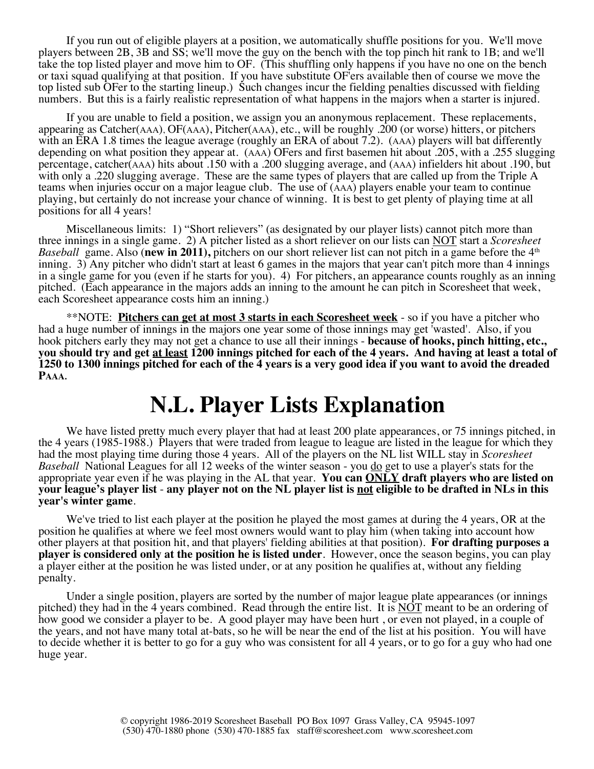If you run out of eligible players at a position, we automatically shuffle positions for you. We'll move players between 2B, 3B and SS; we'll move the guy on the bench with the top pinch hit rank to 1B; and we'll take the top listed player and move him to OF. (This shuffling only happens if you have no one on the bench or taxi squad qualifying at that position. If you have substitute OF'ers available then of course we move the top listed sub OFer to the starting lineup.) Such changes incur the fielding penalties discussed with fielding numbers. But this is a fairly realistic representation of what happens in the majors when a starter is injured.

If you are unable to field a position, we assign you an anonymous replacement. These replacements, appearing as Catcher(AAA), OF(AAA), Pitcher(AAA), etc., will be roughly .200 (or worse) hitters, or pitchers with an ERA 1.8 times the league average (roughly an ERA of about 7.2). (AAA) players will bat differently depending on what position they appear at. (AAA) OFers and first basemen hit about .205, with a .255 slugging percentage, catcher(AAA) hits about .150 with a .200 slugging average, and (AAA) infielders hit about .190, but with only a .220 slugging average. These are the same types of players that are called up from the Triple A teams when injuries occur on a major league club. The use of (AAA) players enable your team to continue playing, but certainly do not increase your chance of winning. It is best to get plenty of playing time at all positions for all 4 years!

Miscellaneous limits: 1) "Short relievers" (as designated by our player lists) cannot pitch more than three innings in a single game. 2) A pitcher listed as a short reliever on our lists can <u>NOT</u> start a *Scoresheet Baseball* game. Also (**new in 2011),** pitchers on our short reliever list can not pitch in a game before the 4th inning. 3) Any pitcher who didn't start at least 6 games in the majors that year can't pitch more than 4 innings in a single game for you (even if he starts for you). 4) For pitchers, an appearance counts roughly as an inning pitched. (Each appearance in the majors adds an inning to the amount he can pitch in Scoresheet that week, each Scoresheet appearance costs him an inning.)

**NOTE: **<u>Pitchers can get at most 3 starts in each Scoresheet week</u>** - so if you have a pitcher who had a huge number of innings in the majors one year some of those innings may get 'wasted'. Also, if you hook pitchers early they may not get a chance to use all their innings - **because of hooks, pinch hitting, etc., you should try and get <u>at least</u> 1200 innings pitched for each of the 4 years. And having at least a total of 1250 to 1300 innings pitched for each of the 4 years is a very good idea if you want to avoid the dreaded PAAA.**

# N.L. Player Lists Explanation

We have listed pretty much every player that had at least 200 plate appearances, or 75 innings pitched, in the 4 years (1985-1988.) Players that were traded from league to league are listed in the league for which they had the most playing time during those 4 years. All of the players on the NL list WILL stay in *Scoresheet Baseball* National Leagues for all 12 weeks of the winter season - you <u>do</u> get to use a player's stats for the appropriate year even if he was playing in the AL that year. **You can <u>ONLY</u> draft players who are listed on your league's player list - any player not on the NL player list is <u>not</u> eligible to be drafted in NLs in this year's winter game**.

We've tried to list each player at the position he played the most games at during the 4 years, OR at the position he qualifies at where we feel most owners would want to play him (when taking into account how other players at that position hit, and that players' fielding abilities at that position). **For drafting purposes a player is considered only at the position he is listed under**. However, once the season begins, you can play a player either at the position he was listed under, or at any position he qualifies at, without any fielding penalty.

Under a single position, players are sorted by the number of major league plate appearances (or innings pitched) they had in the 4 years combined. Read through the entire list. It is <u>NOT</u> meant to be an ordering of how good we consider a player to be. A good player may have been hurt , or even not played, in a couple of the years, and not have many total at-bats, so he will be near the end of the list at his position. You will have to decide whether it is better to go for a guy who was consistent for all 4 years, or to go for a guy who had one huge year.

© copyright 1986-2019 Scoresheet Baseball PO Box 1097 Grass Valley, CA 95945-1097
(530) 470-1880 phone (530) 470-1885 fax staff@scoresheet.com www.scoresheet.com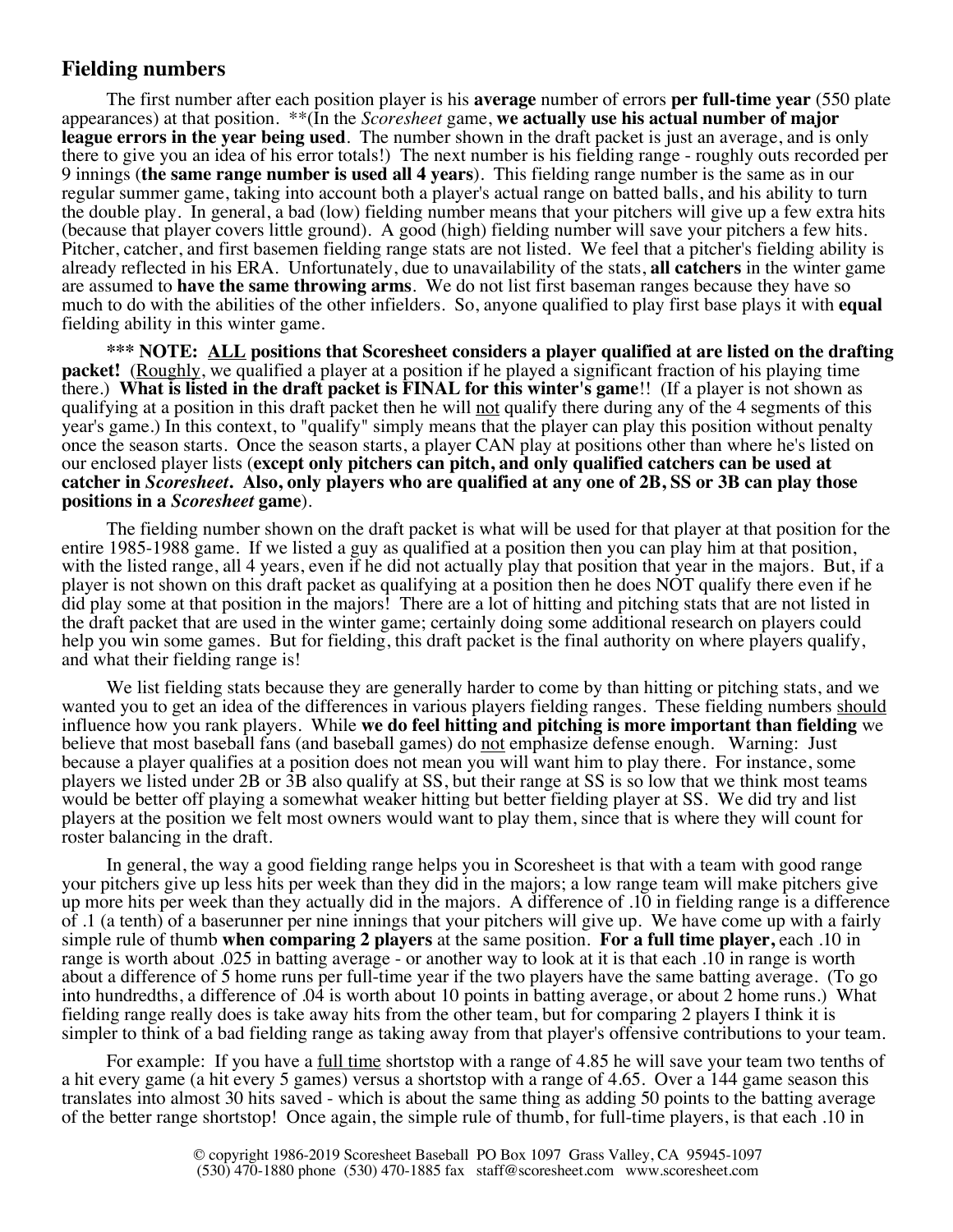## Fielding numbers

The first number after each position player is his **average** number of errors **per full-time year** (550 plate appearances) at that position. **(In the *Scoresheet* game, **we actually use his actual number of major league errors in the year being used**. The number shown in the draft packet is just an average, and is only there to give you an idea of his error totals!) The next number is his fielding range - roughly outs recorded per 9 innings (**the same range number is used all 4 years**). This fielding range number is the same as in our regular summer game, taking into account both a player's actual range on batted balls, and his ability to turn the double play. In general, a bad (low) fielding number means that your pitchers will give up a few extra hits (because that player covers little ground). A good (high) fielding number will save your pitchers a few hits. Pitcher, catcher, and first basemen fielding range stats are not listed. We feel that a pitcher's fielding ability is already reflected in his ERA. Unfortunately, due to unavailability of the stats, **all catchers** in the winter game are assumed to **have the same throwing arms**. We do not list first baseman ranges because they have so much to do with the abilities of the other infielders. So, anyone qualified to play first base plays it with **equal** fielding ability in this winter game.

**\*\*\* NOTE: <u>ALL</u> positions that Scoresheet considers a player qualified at are listed on the drafting packet!** (<u>Roughly</u>, we qualified a player at a position if he played a significant fraction of his playing time there.) **What is listed in the draft packet is FINAL for this winter's game**!! (If a player is not shown as qualifying at a position in this draft packet then he will <u>not</u> qualify there during any of the 4 segments of this year's game.) In this context, to "qualify" simply means that the player can play this position without penalty once the season starts. Once the season starts, a player CAN play at positions other than where he's listed on our enclosed player lists (**except only pitchers can pitch, and only qualified catchers can be used at catcher in *Scoresheet*. Also, only players who are qualified at any one of 2B, SS or 3B can play those positions in a *Scoresheet* game**).

The fielding number shown on the draft packet is what will be used for that player at that position for the entire 1985-1988 game. If we listed a guy as qualified at a position then you can play him at that position, with the listed range, all 4 years, even if he did not actually play that position that year in the majors. But, if a player is not shown on this draft packet as qualifying at a position then he does NOT qualify there even if he did play some at that position in the majors! There are a lot of hitting and pitching stats that are not listed in the draft packet that are used in the winter game; certainly doing some additional research on players could help you win some games. But for fielding, this draft packet is the final authority on where players qualify, and what their fielding range is!

We list fielding stats because they are generally harder to come by than hitting or pitching stats, and we wanted you to get an idea of the differences in various players fielding ranges. These fielding numbers <u>should</u> influence how you rank players. While **we do feel hitting and pitching is more important than fielding** we believe that most baseball fans (and baseball games) do <u>not</u> emphasize defense enough. Warning: Just because a player qualifies at a position does not mean you will want him to play there. For instance, some players we listed under 2B or 3B also qualify at SS, but their range at SS is so low that we think most teams would be better off playing a somewhat weaker hitting but better fielding player at SS. We did try and list players at the position we felt most owners would want to play them, since that is where they will count for roster balancing in the draft.

In general, the way a good fielding range helps you in Scoresheet is that with a team with good range your pitchers give up less hits per week than they did in the majors; a low range team will make pitchers give up more hits per week than they actually did in the majors. A difference of .10 in fielding range is a difference of .1 (a tenth) of a baserunner per nine innings that your pitchers will give up. We have come up with a fairly simple rule of thumb **when comparing 2 players** at the same position. **For a full time player,** each .10 in range is worth about .025 in batting average - or another way to look at it is that each .10 in range is worth about a difference of 5 home runs per full-time year if the two players have the same batting average. (To go into hundredths, a difference of .04 is worth about 10 points in batting average, or about 2 home runs.) What fielding range really does is take away hits from the other team, but for comparing 2 players I think it is simpler to think of a bad fielding range as taking away from that player's offensive contributions to your team.

For example: If you have a <u>full time</u> shortstop with a range of 4.85 he will save your team two tenths of a hit every game (a hit every 5 games) versus a shortstop with a range of 4.65. Over a 144 game season this translates into almost 30 hits saved - which is about the same thing as adding 50 points to the batting average of the better range shortstop! Once again, the simple rule of thumb, for full-time players, is that each .10 in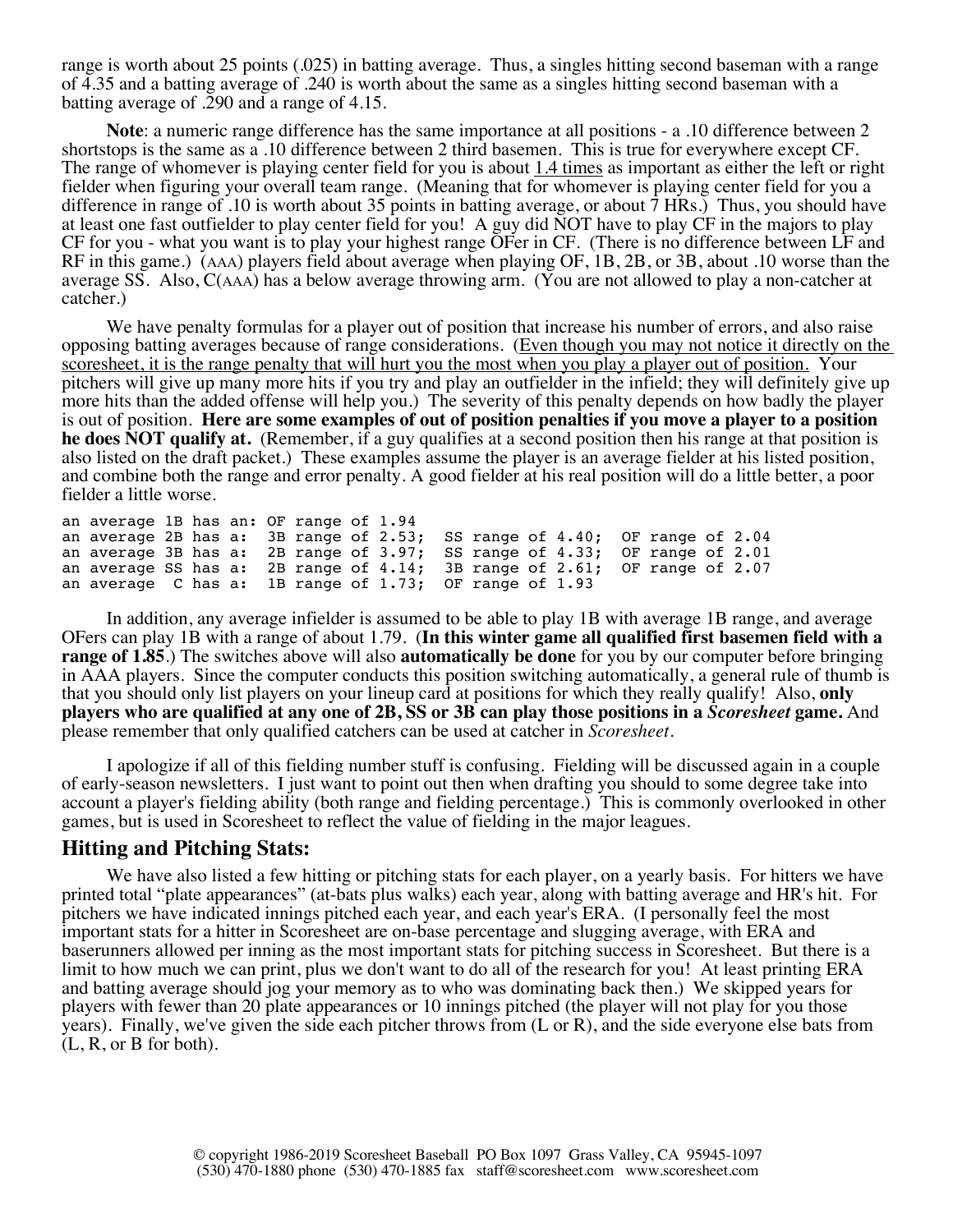range is worth about 25 points (.025) in batting average. Thus, a singles hitting second baseman with a range of 4.35 and a batting average of .240 is worth about the same as a singles hitting second baseman with a batting average of .290 and a range of 4.15.

**Note**: a numeric range difference has the same importance at all positions - a .10 difference between 2 shortstops is the same as a .10 difference between 2 third basemen. This is true for everywhere except CF. The range of whomever is playing center field for you is about 1.4 times as important as either the left or right fielder when figuring your overall team range. (Meaning that for whomever is playing center field for you a difference in range of .10 is worth about 35 points in batting average, or about 7 HRs.) Thus, you should have at least one fast outfielder to play center field for you! A guy did NOT have to play CF in the majors to play CF for you - what you want is to play your highest range OFer in CF. (There is no difference between LF and RF in this game.) (AAA) players field about average when playing OF, 1B, 2B, or 3B, about .10 worse than the average SS. Also, C(AAA) has a below average throwing arm. (You are not allowed to play a non-catcher at catcher.)

We have penalty formulas for a player out of position that increase his number of errors, and also raise opposing batting averages because of range considerations. (Even though you may not notice it directly on the scoresheet, it is the range penalty that will hurt you the most when you play a player out of position. Your pitchers will give up many more hits if you try and play an outfielder in the infield; they will definitely give up more hits than the added offense will help you.) The severity of this penalty depends on how badly the player is out of position. **Here are some examples of out of position penalties if you move a player to a position he does NOT qualify at.** (Remember, if a guy qualifies at a second position then his range at that position is also listed on the draft packet.) These examples assume the player is an average fielder at his listed position, and combine both the range and error penalty. A good fielder at his real position will do a little better, a poor fielder a little worse.

```
an average 1B has an: OF range of 1.94
an average 2B has a:  3B range of 2.53;  SS range of 4.40;  OF range of 2.04
an average 3B has a:  2B range of 3.97;  SS range of 4.33;  OF range of 2.01
an average SS has a:  2B range of 4.14;  3B range of 2.61;  OF range of 2.07
an average  C has a:  1B range of 1.73;  OF range of 1.93
```

In addition, any average infielder is assumed to be able to play 1B with average 1B range, and average OFers can play 1B with a range of about 1.79. (**In this winter game all qualified first basemen field with a range of 1.85**.) The switches above will also **automatically be done** for you by our computer before bringing in AAA players. Since the computer conducts this position switching automatically, a general rule of thumb is that you should only list players on your lineup card at positions for which they really qualify! Also, **only players who are qualified at any one of 2B, SS or 3B can play those positions in a *Scoresheet* game.** And please remember that only qualified catchers can be used at catcher in *Scoresheet*.

I apologize if all of this fielding number stuff is confusing. Fielding will be discussed again in a couple of early-season newsletters. I just want to point out then when drafting you should to some degree take into account a player's fielding ability (both range and fielding percentage.) This is commonly overlooked in other games, but is used in Scoresheet to reflect the value of fielding in the major leagues.

## Hitting and Pitching Stats:

We have also listed a few hitting or pitching stats for each player, on a yearly basis. For hitters we have printed total "plate appearances" (at-bats plus walks) each year, along with batting average and HR's hit. For pitchers we have indicated innings pitched each year, and each year's ERA. (I personally feel the most important stats for a hitter in Scoresheet are on-base percentage and slugging average, with ERA and baserunners allowed per inning as the most important stats for pitching success in Scoresheet. But there is a limit to how much we can print, plus we don't want to do all of the research for you! At least printing ERA and batting average should jog your memory as to who was dominating back then.) We skipped years for players with fewer than 20 plate appearances or 10 innings pitched (the player will not play for you those years). Finally, we've given the side each pitcher throws from (L or R), and the side everyone else bats from (L, R, or B for both).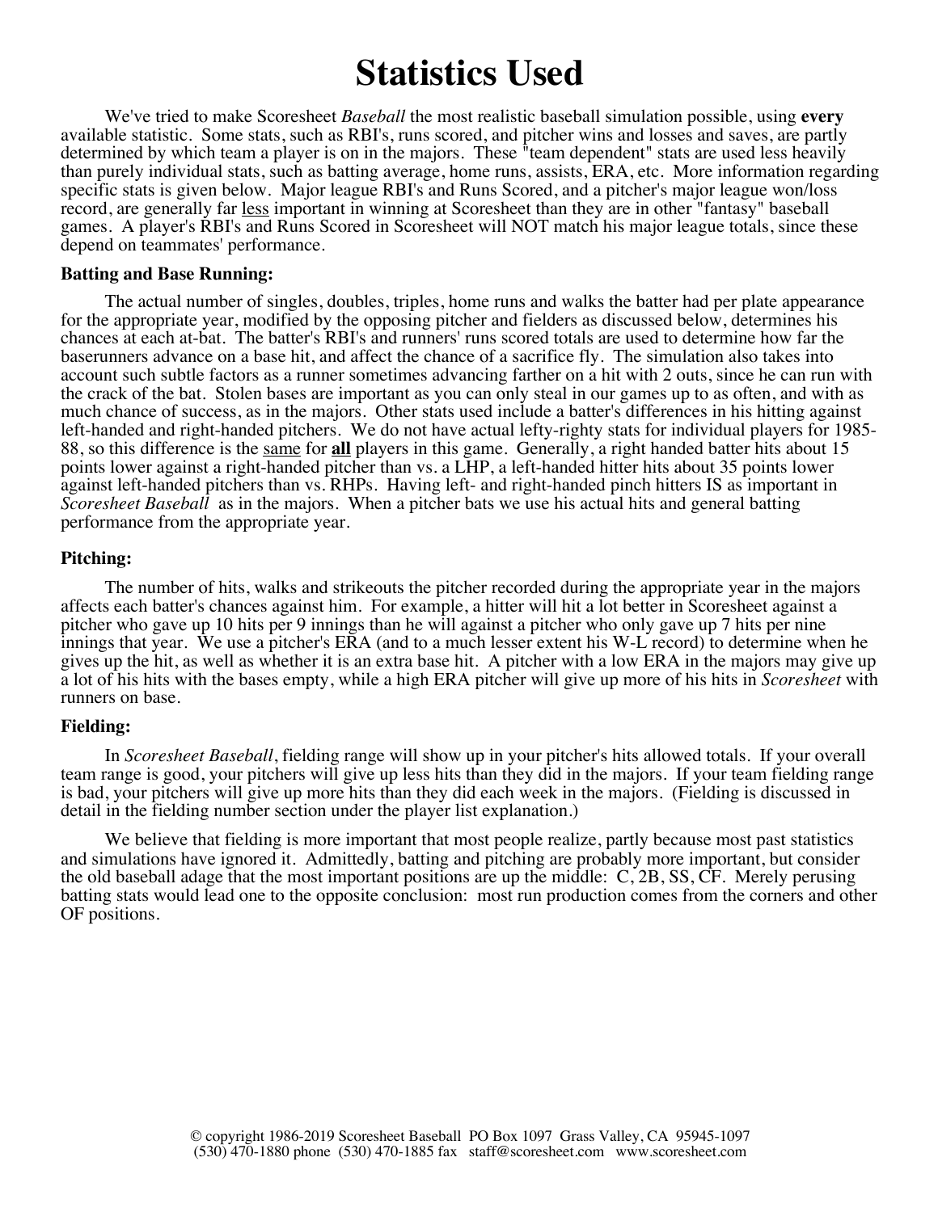# Statistics Used

We've tried to make Scoresheet *Baseball* the most realistic baseball simulation possible, using **every** available statistic. Some stats, such as RBI's, runs scored, and pitcher wins and losses and saves, are partly determined by which team a player is on in the majors. These "team dependent" stats are used less heavily than purely individual stats, such as batting average, home runs, assists, ERA, etc. More information regarding specific stats is given below. Major league RBI's and Runs Scored, and a pitcher's major league won/loss record, are generally far <u>less</u> important in winning at Scoresheet than they are in other "fantasy" baseball games. A player's RBI's and Runs Scored in Scoresheet will NOT match his major league totals, since these depend on teammates' performance.

**Batting and Base Running:**

The actual number of singles, doubles, triples, home runs and walks the batter had per plate appearance for the appropriate year, modified by the opposing pitcher and fielders as discussed below, determines his chances at each at-bat. The batter's RBI's and runners' runs scored totals are used to determine how far the baserunners advance on a base hit, and affect the chance of a sacrifice fly. The simulation also takes into account such subtle factors as a runner sometimes advancing farther on a hit with 2 outs, since he can run with the crack of the bat. Stolen bases are important as you can only steal in our games up to as often, and with as much chance of success, as in the majors. Other stats used include a batter's differences in his hitting against left-handed and right-handed pitchers. We do not have actual lefty-righty stats for individual players for 1985-88, so this difference is the <u>same</u> for <u>**all**</u> players in this game. Generally, a right handed batter hits about 15 points lower against a right-handed pitcher than vs. a LHP, a left-handed hitter hits about 35 points lower against left-handed pitchers than vs. RHPs. Having left- and right-handed pinch hitters IS as important in *Scoresheet Baseball* as in the majors. When a pitcher bats we use his actual hits and general batting performance from the appropriate year.

**Pitching:**

The number of hits, walks and strikeouts the pitcher recorded during the appropriate year in the majors affects each batter's chances against him. For example, a hitter will hit a lot better in Scoresheet against a pitcher who gave up 10 hits per 9 innings than he will against a pitcher who only gave up 7 hits per nine innings that year. We use a pitcher's ERA (and to a much lesser extent his W-L record) to determine when he gives up the hit, as well as whether it is an extra base hit. A pitcher with a low ERA in the majors may give up a lot of his hits with the bases empty, while a high ERA pitcher will give up more of his hits in *Scoresheet* with runners on base.

**Fielding:**

In *Scoresheet Baseball*, fielding range will show up in your pitcher's hits allowed totals. If your overall team range is good, your pitchers will give up less hits than they did in the majors. If your team fielding range is bad, your pitchers will give up more hits than they did each week in the majors. (Fielding is discussed in detail in the fielding number section under the player list explanation.)

We believe that fielding is more important that most people realize, partly because most past statistics and simulations have ignored it. Admittedly, batting and pitching are probably more important, but consider the old baseball adage that the most important positions are up the middle: C, 2B, SS, CF. Merely perusing batting stats would lead one to the opposite conclusion: most run production comes from the corners and other OF positions.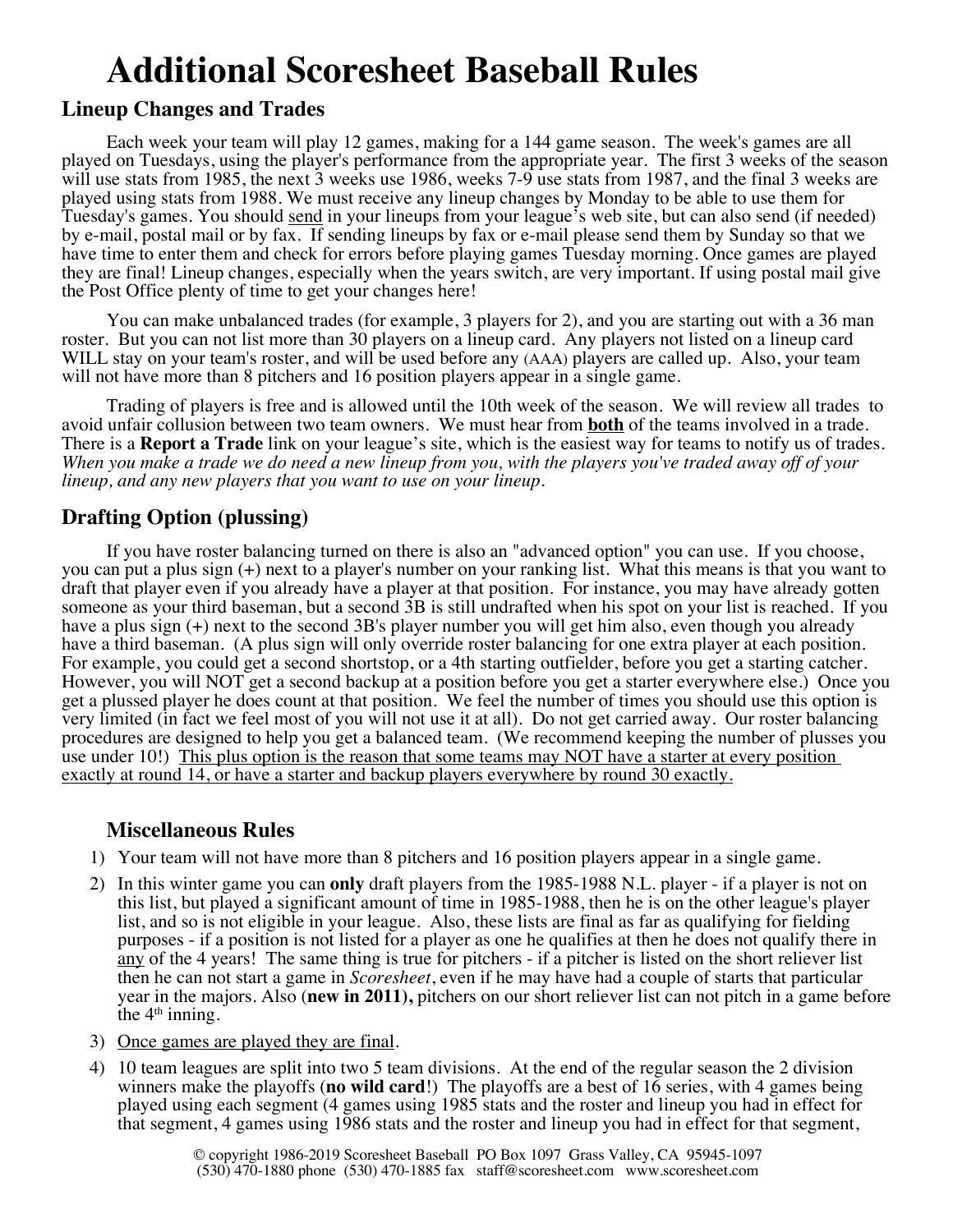# Additional Scoresheet Baseball Rules

## Lineup Changes and Trades

Each week your team will play 12 games, making for a 144 game season. The week's games are all played on Tuesdays, using the player's performance from the appropriate year. The first 3 weeks of the season will use stats from 1985, the next 3 weeks use 1986, weeks 7-9 use stats from 1987, and the final 3 weeks are played using stats from 1988. We must receive any lineup changes by Monday to be able to use them for Tuesday's games. You should send in your lineups from your league's web site, but can also send (if needed) by e-mail, postal mail or by fax. If sending lineups by fax or e-mail please send them by Sunday so that we have time to enter them and check for errors before playing games Tuesday morning. Once games are played they are final! Lineup changes, especially when the years switch, are very important. If using postal mail give the Post Office plenty of time to get your changes here!

You can make unbalanced trades (for example, 3 players for 2), and you are starting out with a 36 man roster. But you can not list more than 30 players on a lineup card. Any players not listed on a lineup card WILL stay on your team's roster, and will be used before any (AAA) players are called up. Also, your team will not have more than 8 pitchers and 16 position players appear in a single game.

Trading of players is free and is allowed until the 10th week of the season. We will review all trades to avoid unfair collusion between two team owners. We must hear from **both** of the teams involved in a trade. There is a **Report a Trade** link on your league's site, which is the easiest way for teams to notify us of trades. *When you make a trade we do need a new lineup from you, with the players you've traded away off of your lineup, and any new players that you want to use on your lineup.*

## Drafting Option (plussing)

If you have roster balancing turned on there is also an "advanced option" you can use. If you choose, you can put a plus sign (+) next to a player's number on your ranking list. What this means is that you want to draft that player even if you already have a player at that position. For instance, you may have already gotten someone as your third baseman, but a second 3B is still undrafted when his spot on your list is reached. If you have a plus sign (+) next to the second 3B's player number you will get him also, even though you already have a third baseman. (A plus sign will only override roster balancing for one extra player at each position. For example, you could get a second shortstop, or a 4th starting outfielder, before you get a starting catcher. However, you will NOT get a second backup at a position before you get a starter everywhere else.) Once you get a plussed player he does count at that position. We feel the number of times you should use this option is very limited (in fact we feel most of you will not use it at all). Do not get carried away. Our roster balancing procedures are designed to help you get a balanced team. (We recommend keeping the number of plusses you use under 10!) This plus option is the reason that some teams may NOT have a starter at every position exactly at round 14, or have a starter and backup players everywhere by round 30 exactly.

## Miscellaneous Rules

1) Your team will not have more than 8 pitchers and 16 position players appear in a single game.
2) In this winter game you can **only** draft players from the 1985-1988 N.L. player - if a player is not on this list, but played a significant amount of time in 1985-1988, then he is on the other league's player list, and so is not eligible in your league. Also, these lists are final as far as qualifying for fielding purposes - if a position is not listed for a player as one he qualifies at then he does not qualify there in any of the 4 years! The same thing is true for pitchers - if a pitcher is listed on the short reliever list then he can not start a game in *Scoresheet*, even if he may have had a couple of starts that particular year in the majors. Also (**new in 2011),** pitchers on our short reliever list can not pitch in a game before the 4th inning.
3) Once games are played they are final.
4) 10 team leagues are split into two 5 team divisions. At the end of the regular season the 2 division winners make the playoffs (**no wild card**!) The playoffs are a best of 16 series, with 4 games being played using each segment (4 games using 1985 stats and the roster and lineup you had in effect for that segment, 4 games using 1986 stats and the roster and lineup you had in effect for that segment,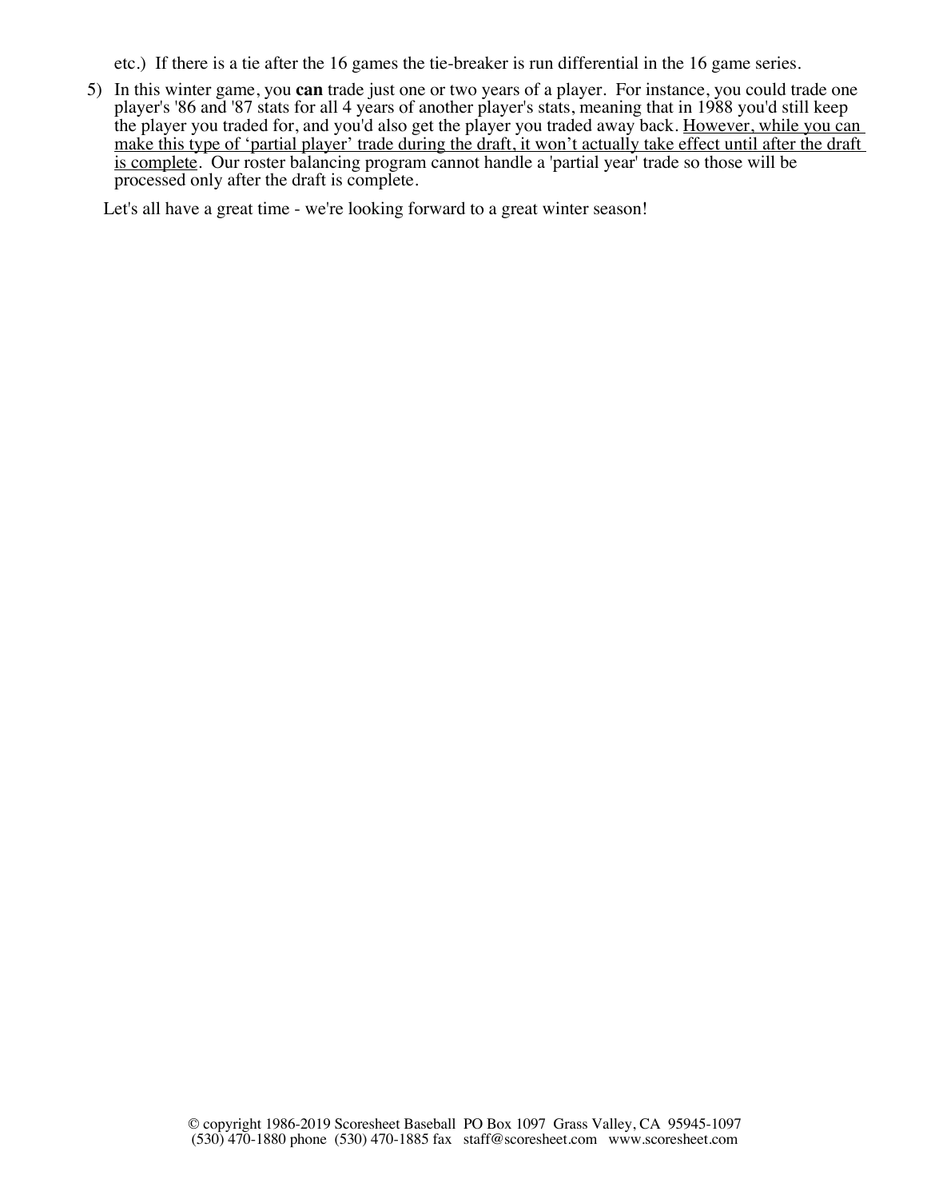etc.) If there is a tie after the 16 games the tie-breaker is run differential in the 16 game series.

5) In this winter game, you **can** trade just one or two years of a player. For instance, you could trade one player's '86 and '87 stats for all 4 years of another player's stats, meaning that in 1988 you'd still keep the player you traded for, and you'd also get the player you traded away back. <u>However, while you can make this type of 'partial player' trade during the draft, it won't actually take effect until after the draft is complete</u>. Our roster balancing program cannot handle a 'partial year' trade so those will be processed only after the draft is complete.

Let's all have a great time - we're looking forward to a great winter season!

© copyright 1986-2019 Scoresheet Baseball PO Box 1097 Grass Valley, CA 95945-1097
(530) 470-1880 phone (530) 470-1885 fax staff@scoresheet.com www.scoresheet.com